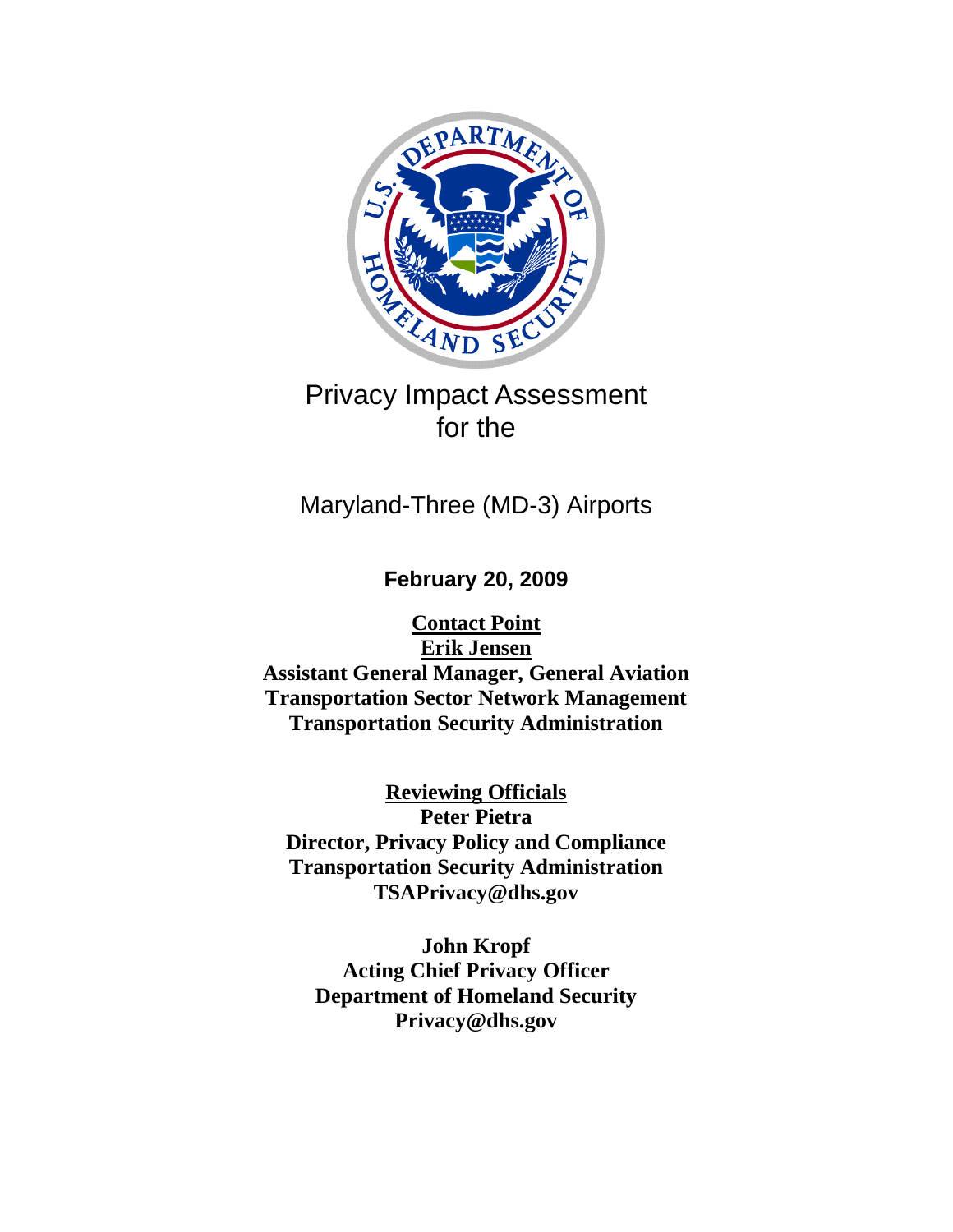# Privacy Impact Assessment for the

# Maryland-Three (MD-3) Airports

**February 20, 2009**

**Contact Point**
**Erik Jensen**
**Assistant General Manager, General Aviation**
**Transportation Sector Network Management**
**Transportation Security Administration**

**Reviewing Officials**
**Peter Pietra**
**Director, Privacy Policy and Compliance**
**Transportation Security Administration**
**TSAPrivacy@dhs.gov**

**John Kropf**
**Acting Chief Privacy Officer**
**Department of Homeland Security**
**Privacy@dhs.gov**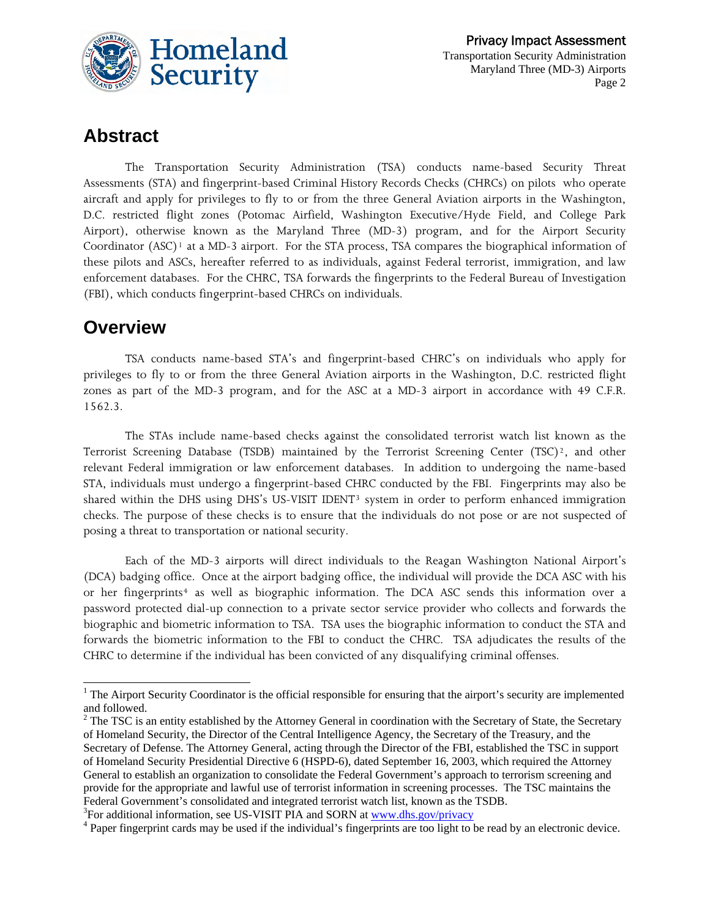## Abstract

The Transportation Security Administration (TSA) conducts name-based Security Threat Assessments (STA) and fingerprint-based Criminal History Records Checks (CHRCs) on pilots who operate aircraft and apply for privileges to fly to or from the three General Aviation airports in the Washington, D.C. restricted flight zones (Potomac Airfield, Washington Executive/Hyde Field, and College Park Airport), otherwise known as the Maryland Three (MD-3) program, and for the Airport Security Coordinator (ASC)[1] at a MD-3 airport. For the STA process, TSA compares the biographical information of these pilots and ASCs, hereafter referred to as individuals, against Federal terrorist, immigration, and law enforcement databases. For the CHRC, TSA forwards the fingerprints to the Federal Bureau of Investigation (FBI), which conducts fingerprint-based CHRCs on individuals.

## Overview

TSA conducts name-based STA's and fingerprint-based CHRC's on individuals who apply for privileges to fly to or from the three General Aviation airports in the Washington, D.C. restricted flight zones as part of the MD-3 program, and for the ASC at a MD-3 airport in accordance with 49 C.F.R. 1562.3.

The STAs include name-based checks against the consolidated terrorist watch list known as the Terrorist Screening Database (TSDB) maintained by the Terrorist Screening Center (TSC)[2], and other relevant Federal immigration or law enforcement databases. In addition to undergoing the name-based STA, individuals must undergo a fingerprint-based CHRC conducted by the FBI. Fingerprints may also be shared within the DHS using DHS's US-VISIT IDENT[3] system in order to perform enhanced immigration checks. The purpose of these checks is to ensure that the individuals do not pose or are not suspected of posing a threat to transportation or national security.

Each of the MD-3 airports will direct individuals to the Reagan Washington National Airport's (DCA) badging office. Once at the airport badging office, the individual will provide the DCA ASC with his or her fingerprints[4] as well as biographic information. The DCA ASC sends this information over a password protected dial-up connection to a private sector service provider who collects and forwards the biographic and biometric information to TSA. TSA uses the biographic information to conduct the STA and forwards the biometric information to the FBI to conduct the CHRC. TSA adjudicates the results of the CHRC to determine if the individual has been convicted of any disqualifying criminal offenses.

---

[1] The Airport Security Coordinator is the official responsible for ensuring that the airport's security are implemented and followed.

[2] The TSC is an entity established by the Attorney General in coordination with the Secretary of State, the Secretary of Homeland Security, the Director of the Central Intelligence Agency, the Secretary of the Treasury, and the Secretary of Defense. The Attorney General, acting through the Director of the FBI, established the TSC in support of Homeland Security Presidential Directive 6 (HSPD-6), dated September 16, 2003, which required the Attorney General to establish an organization to consolidate the Federal Government's approach to terrorism screening and provide for the appropriate and lawful use of terrorist information in screening processes. The TSC maintains the Federal Government's consolidated and integrated terrorist watch list, known as the TSDB.

[3] For additional information, see US-VISIT PIA and SORN at www.dhs.gov/privacy

[4] Paper fingerprint cards may be used if the individual's fingerprints are too light to be read by an electronic device.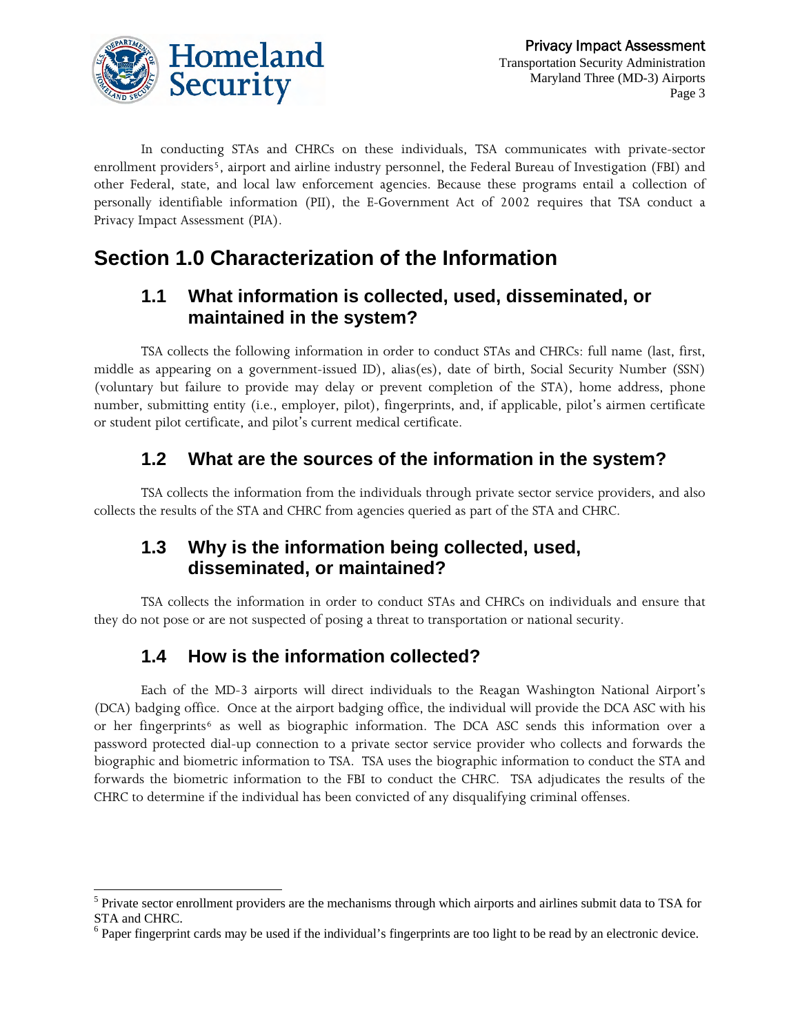In conducting STAs and CHRCs on these individuals, TSA communicates with private-sector enrollment providers[5], airport and airline industry personnel, the Federal Bureau of Investigation (FBI) and other Federal, state, and local law enforcement agencies. Because these programs entail a collection of personally identifiable information (PII), the E-Government Act of 2002 requires that TSA conduct a Privacy Impact Assessment (PIA).

# Section 1.0 Characterization of the Information

## 1.1 What information is collected, used, disseminated, or maintained in the system?

TSA collects the following information in order to conduct STAs and CHRCs: full name (last, first, middle as appearing on a government-issued ID), alias(es), date of birth, Social Security Number (SSN) (voluntary but failure to provide may delay or prevent completion of the STA), home address, phone number, submitting entity (i.e., employer, pilot), fingerprints, and, if applicable, pilot's airmen certificate or student pilot certificate, and pilot's current medical certificate.

## 1.2 What are the sources of the information in the system?

TSA collects the information from the individuals through private sector service providers, and also collects the results of the STA and CHRC from agencies queried as part of the STA and CHRC.

## 1.3 Why is the information being collected, used, disseminated, or maintained?

TSA collects the information in order to conduct STAs and CHRCs on individuals and ensure that they do not pose or are not suspected of posing a threat to transportation or national security.

## 1.4 How is the information collected?

Each of the MD-3 airports will direct individuals to the Reagan Washington National Airport's (DCA) badging office. Once at the airport badging office, the individual will provide the DCA ASC with his or her fingerprints[6] as well as biographic information. The DCA ASC sends this information over a password protected dial-up connection to a private sector service provider who collects and forwards the biographic and biometric information to TSA. TSA uses the biographic information to conduct the STA and forwards the biometric information to the FBI to conduct the CHRC. TSA adjudicates the results of the CHRC to determine if the individual has been convicted of any disqualifying criminal offenses.

---

[5] Private sector enrollment providers are the mechanisms through which airports and airlines submit data to TSA for STA and CHRC.

[6] Paper fingerprint cards may be used if the individual's fingerprints are too light to be read by an electronic device.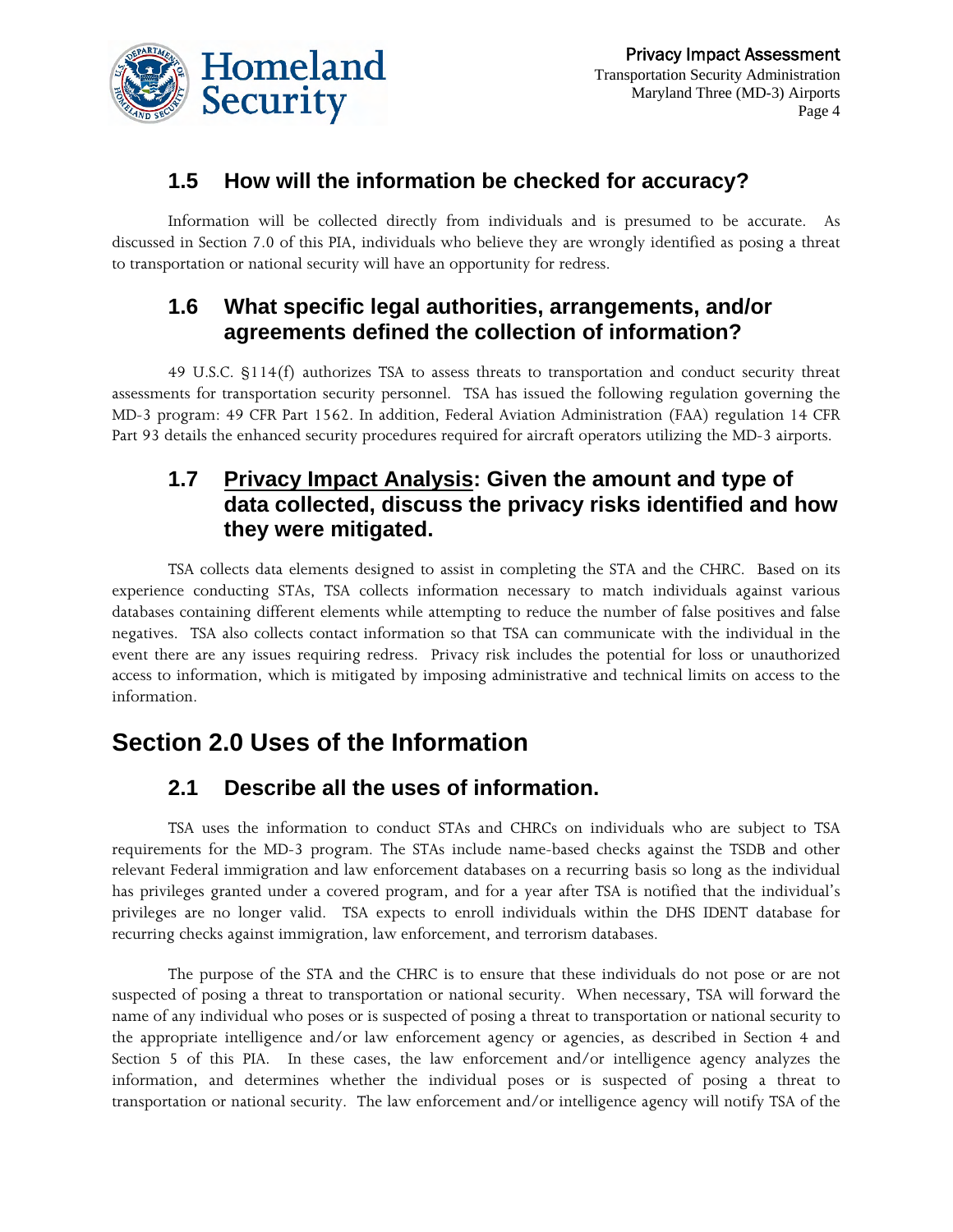### 1.5 How will the information be checked for accuracy?

Information will be collected directly from individuals and is presumed to be accurate. As discussed in Section 7.0 of this PIA, individuals who believe they are wrongly identified as posing a threat to transportation or national security will have an opportunity for redress.

### 1.6 What specific legal authorities, arrangements, and/or agreements defined the collection of information?

49 U.S.C. §114(f) authorizes TSA to assess threats to transportation and conduct security threat assessments for transportation security personnel. TSA has issued the following regulation governing the MD-3 program: 49 CFR Part 1562. In addition, Federal Aviation Administration (FAA) regulation 14 CFR Part 93 details the enhanced security procedures required for aircraft operators utilizing the MD-3 airports.

### 1.7 Privacy Impact Analysis: Given the amount and type of data collected, discuss the privacy risks identified and how they were mitigated.

TSA collects data elements designed to assist in completing the STA and the CHRC. Based on its experience conducting STAs, TSA collects information necessary to match individuals against various databases containing different elements while attempting to reduce the number of false positives and false negatives. TSA also collects contact information so that TSA can communicate with the individual in the event there are any issues requiring redress. Privacy risk includes the potential for loss or unauthorized access to information, which is mitigated by imposing administrative and technical limits on access to the information.

## Section 2.0 Uses of the Information

### 2.1 Describe all the uses of information.

TSA uses the information to conduct STAs and CHRCs on individuals who are subject to TSA requirements for the MD-3 program. The STAs include name-based checks against the TSDB and other relevant Federal immigration and law enforcement databases on a recurring basis so long as the individual has privileges granted under a covered program, and for a year after TSA is notified that the individual's privileges are no longer valid. TSA expects to enroll individuals within the DHS IDENT database for recurring checks against immigration, law enforcement, and terrorism databases.

The purpose of the STA and the CHRC is to ensure that these individuals do not pose or are not suspected of posing a threat to transportation or national security. When necessary, TSA will forward the name of any individual who poses or is suspected of posing a threat to transportation or national security to the appropriate intelligence and/or law enforcement agency or agencies, as described in Section 4 and Section 5 of this PIA. In these cases, the law enforcement and/or intelligence agency analyzes the information, and determines whether the individual poses or is suspected of posing a threat to transportation or national security. The law enforcement and/or intelligence agency will notify TSA of the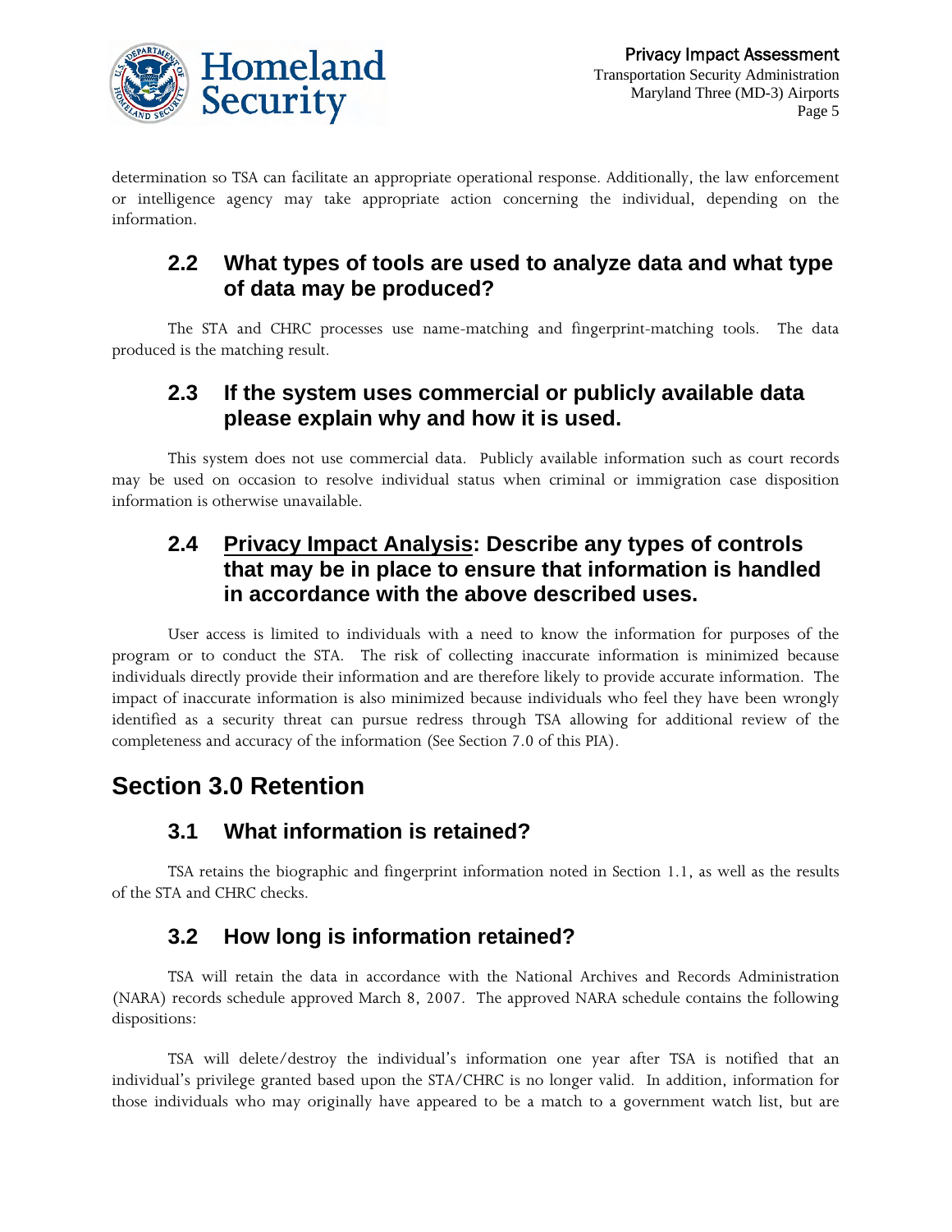determination so TSA can facilitate an appropriate operational response. Additionally, the law enforcement or intelligence agency may take appropriate action concerning the individual, depending on the information.

### 2.2 What types of tools are used to analyze data and what type of data may be produced?

The STA and CHRC processes use name-matching and fingerprint-matching tools. The data produced is the matching result.

### 2.3 If the system uses commercial or publicly available data please explain why and how it is used.

This system does not use commercial data. Publicly available information such as court records may be used on occasion to resolve individual status when criminal or immigration case disposition information is otherwise unavailable.

### 2.4 Privacy Impact Analysis: Describe any types of controls that may be in place to ensure that information is handled in accordance with the above described uses.

User access is limited to individuals with a need to know the information for purposes of the program or to conduct the STA. The risk of collecting inaccurate information is minimized because individuals directly provide their information and are therefore likely to provide accurate information. The impact of inaccurate information is also minimized because individuals who feel they have been wrongly identified as a security threat can pursue redress through TSA allowing for additional review of the completeness and accuracy of the information (See Section 7.0 of this PIA).

## Section 3.0 Retention

### 3.1 What information is retained?

TSA retains the biographic and fingerprint information noted in Section 1.1, as well as the results of the STA and CHRC checks.

### 3.2 How long is information retained?

TSA will retain the data in accordance with the National Archives and Records Administration (NARA) records schedule approved March 8, 2007. The approved NARA schedule contains the following dispositions:

TSA will delete/destroy the individual's information one year after TSA is notified that an individual's privilege granted based upon the STA/CHRC is no longer valid. In addition, information for those individuals who may originally have appeared to be a match to a government watch list, but are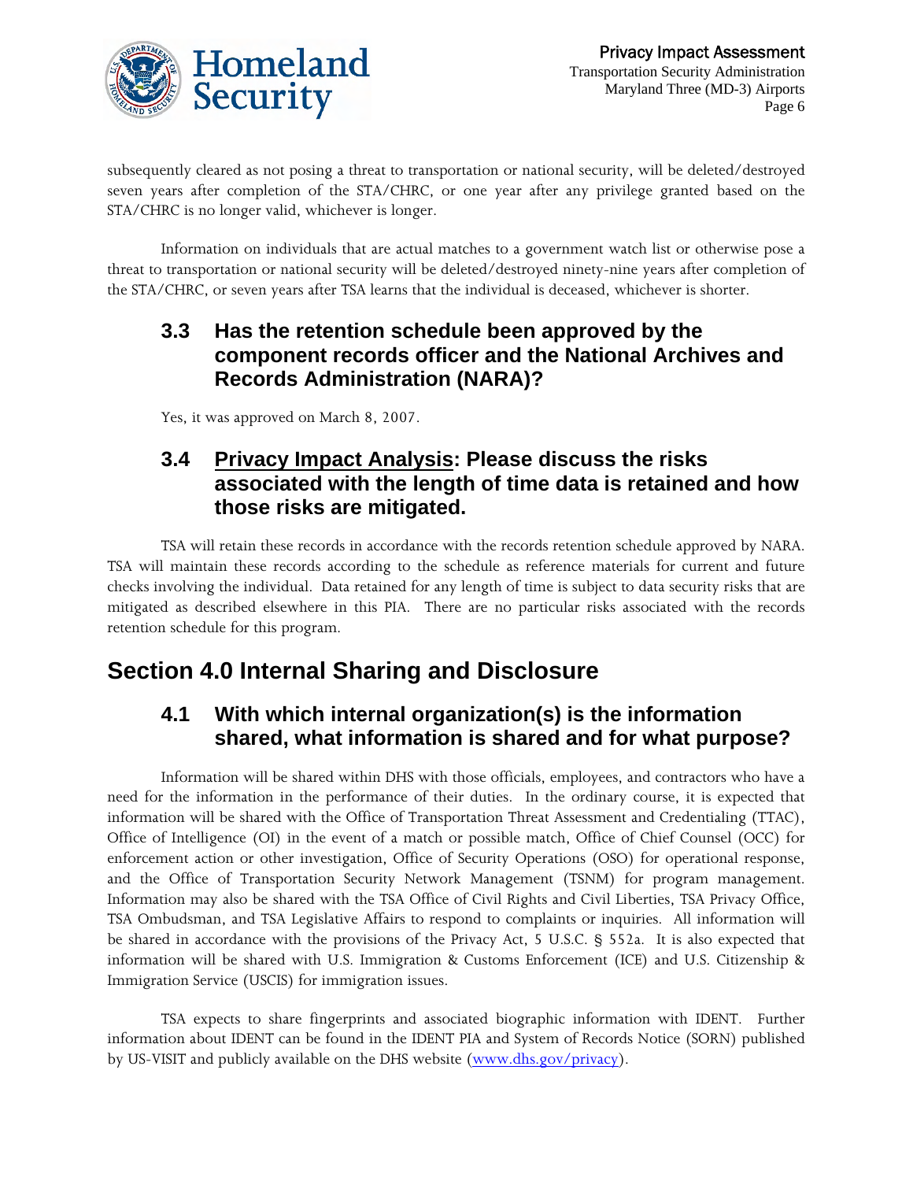subsequently cleared as not posing a threat to transportation or national security, will be deleted/destroyed seven years after completion of the STA/CHRC, or one year after any privilege granted based on the STA/CHRC is no longer valid, whichever is longer.

Information on individuals that are actual matches to a government watch list or otherwise pose a threat to transportation or national security will be deleted/destroyed ninety-nine years after completion of the STA/CHRC, or seven years after TSA learns that the individual is deceased, whichever is shorter.

### 3.3 Has the retention schedule been approved by the component records officer and the National Archives and Records Administration (NARA)?

Yes, it was approved on March 8, 2007.

### 3.4 Privacy Impact Analysis: Please discuss the risks associated with the length of time data is retained and how those risks are mitigated.

TSA will retain these records in accordance with the records retention schedule approved by NARA. TSA will maintain these records according to the schedule as reference materials for current and future checks involving the individual. Data retained for any length of time is subject to data security risks that are mitigated as described elsewhere in this PIA. There are no particular risks associated with the records retention schedule for this program.

## Section 4.0 Internal Sharing and Disclosure

### 4.1 With which internal organization(s) is the information shared, what information is shared and for what purpose?

Information will be shared within DHS with those officials, employees, and contractors who have a need for the information in the performance of their duties. In the ordinary course, it is expected that information will be shared with the Office of Transportation Threat Assessment and Credentialing (TTAC), Office of Intelligence (OI) in the event of a match or possible match, Office of Chief Counsel (OCC) for enforcement action or other investigation, Office of Security Operations (OSO) for operational response, and the Office of Transportation Security Network Management (TSNM) for program management. Information may also be shared with the TSA Office of Civil Rights and Civil Liberties, TSA Privacy Office, TSA Ombudsman, and TSA Legislative Affairs to respond to complaints or inquiries. All information will be shared in accordance with the provisions of the Privacy Act, 5 U.S.C. § 552a. It is also expected that information will be shared with U.S. Immigration & Customs Enforcement (ICE) and U.S. Citizenship & Immigration Service (USCIS) for immigration issues.

TSA expects to share fingerprints and associated biographic information with IDENT. Further information about IDENT can be found in the IDENT PIA and System of Records Notice (SORN) published by US-VISIT and publicly available on the DHS website ([www.dhs.gov/privacy](http://www.dhs.gov/privacy)).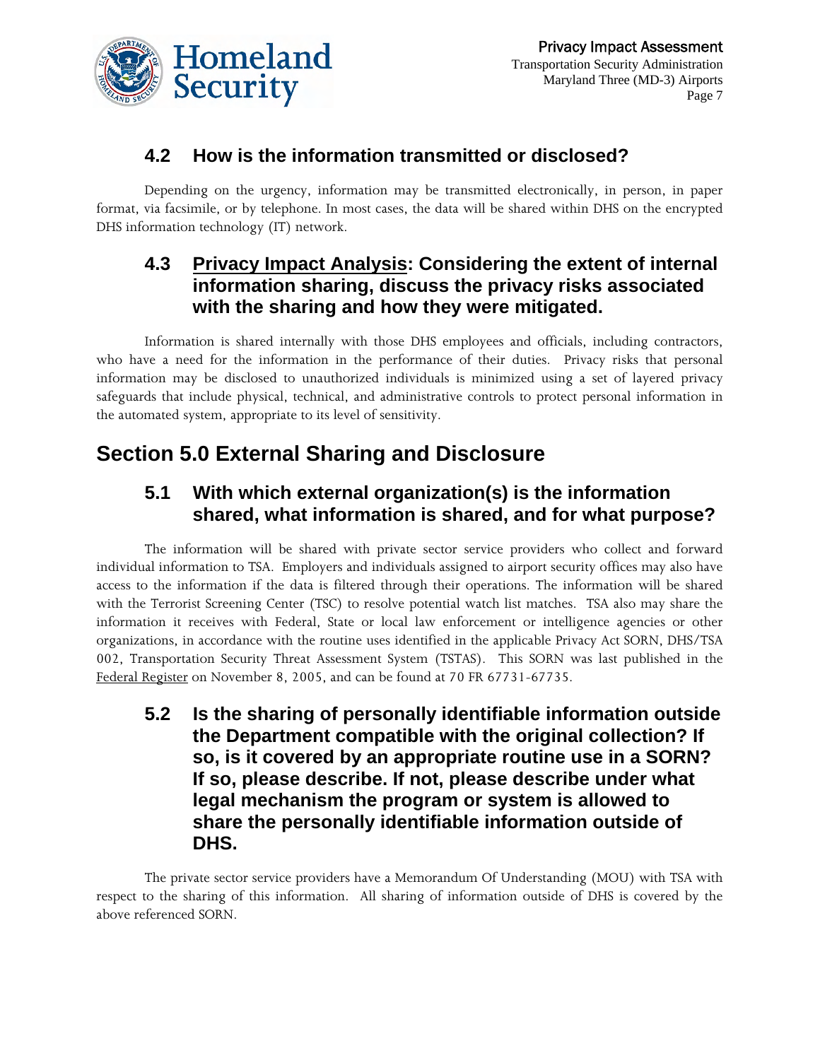### 4.2 How is the information transmitted or disclosed?

Depending on the urgency, information may be transmitted electronically, in person, in paper format, via facsimile, or by telephone. In most cases, the data will be shared within DHS on the encrypted DHS information technology (IT) network.

### 4.3 Privacy Impact Analysis: Considering the extent of internal information sharing, discuss the privacy risks associated with the sharing and how they were mitigated.

Information is shared internally with those DHS employees and officials, including contractors, who have a need for the information in the performance of their duties. Privacy risks that personal information may be disclosed to unauthorized individuals is minimized using a set of layered privacy safeguards that include physical, technical, and administrative controls to protect personal information in the automated system, appropriate to its level of sensitivity.

## Section 5.0 External Sharing and Disclosure

### 5.1 With which external organization(s) is the information shared, what information is shared, and for what purpose?

The information will be shared with private sector service providers who collect and forward individual information to TSA. Employers and individuals assigned to airport security offices may also have access to the information if the data is filtered through their operations. The information will be shared with the Terrorist Screening Center (TSC) to resolve potential watch list matches. TSA also may share the information it receives with Federal, State or local law enforcement or intelligence agencies or other organizations, in accordance with the routine uses identified in the applicable Privacy Act SORN, DHS/TSA 002, Transportation Security Threat Assessment System (TSTAS). This SORN was last published in the Federal Register on November 8, 2005, and can be found at 70 FR 67731-67735.

### 5.2 Is the sharing of personally identifiable information outside the Department compatible with the original collection? If so, is it covered by an appropriate routine use in a SORN? If so, please describe. If not, please describe under what legal mechanism the program or system is allowed to share the personally identifiable information outside of DHS.

The private sector service providers have a Memorandum Of Understanding (MOU) with TSA with respect to the sharing of this information. All sharing of information outside of DHS is covered by the above referenced SORN.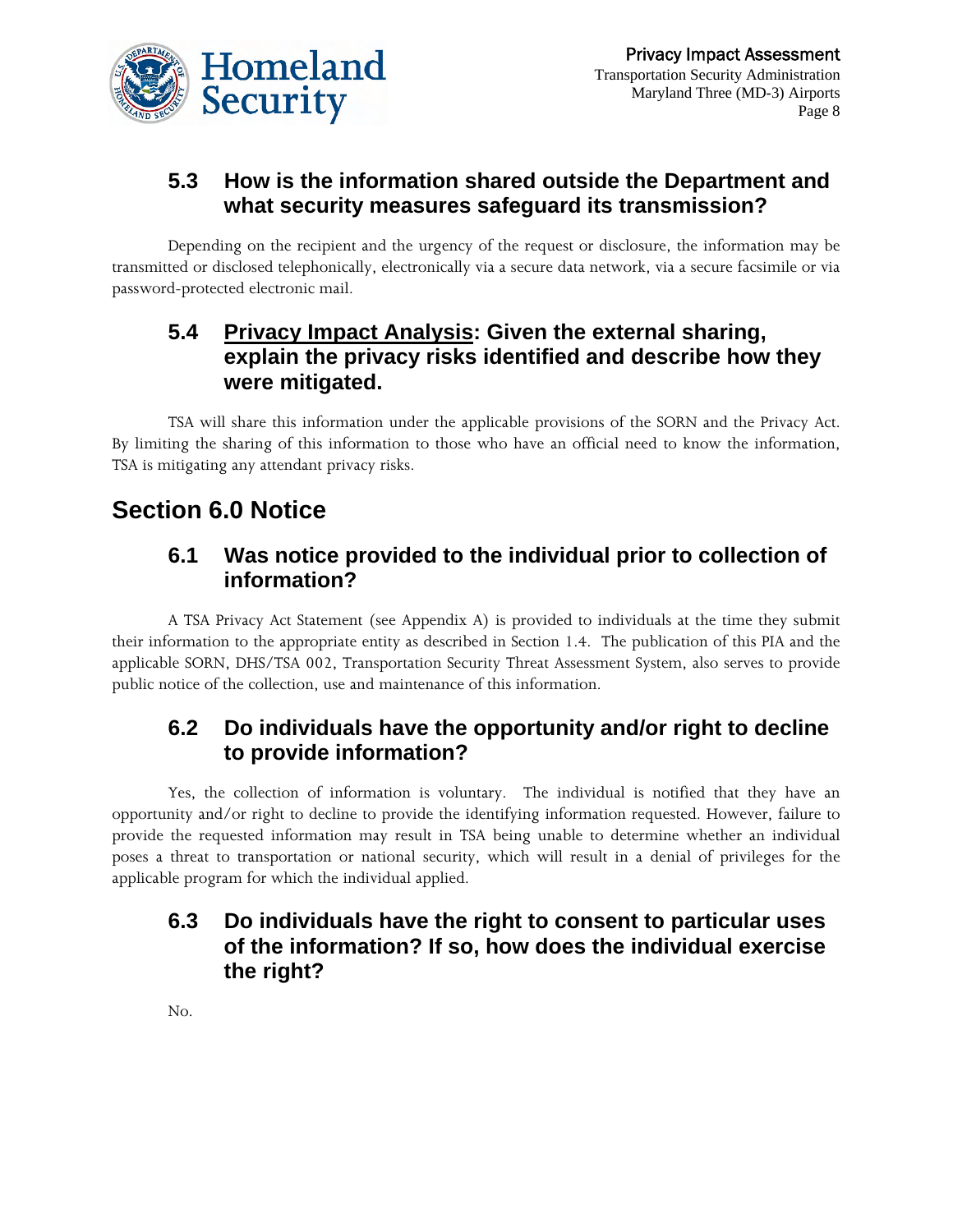### 5.3 How is the information shared outside the Department and what security measures safeguard its transmission?

Depending on the recipient and the urgency of the request or disclosure, the information may be transmitted or disclosed telephonically, electronically via a secure data network, via a secure facsimile or via password-protected electronic mail.

### 5.4 <u>Privacy Impact Analysis</u>: Given the external sharing, explain the privacy risks identified and describe how they were mitigated.

TSA will share this information under the applicable provisions of the SORN and the Privacy Act. By limiting the sharing of this information to those who have an official need to know the information, TSA is mitigating any attendant privacy risks.

## Section 6.0 Notice

### 6.1 Was notice provided to the individual prior to collection of information?

A TSA Privacy Act Statement (see Appendix A) is provided to individuals at the time they submit their information to the appropriate entity as described in Section 1.4. The publication of this PIA and the applicable SORN, DHS/TSA 002, Transportation Security Threat Assessment System, also serves to provide public notice of the collection, use and maintenance of this information.

### 6.2 Do individuals have the opportunity and/or right to decline to provide information?

Yes, the collection of information is voluntary. The individual is notified that they have an opportunity and/or right to decline to provide the identifying information requested. However, failure to provide the requested information may result in TSA being unable to determine whether an individual poses a threat to transportation or national security, which will result in a denial of privileges for the applicable program for which the individual applied.

### 6.3 Do individuals have the right to consent to particular uses of the information? If so, how does the individual exercise the right?

No.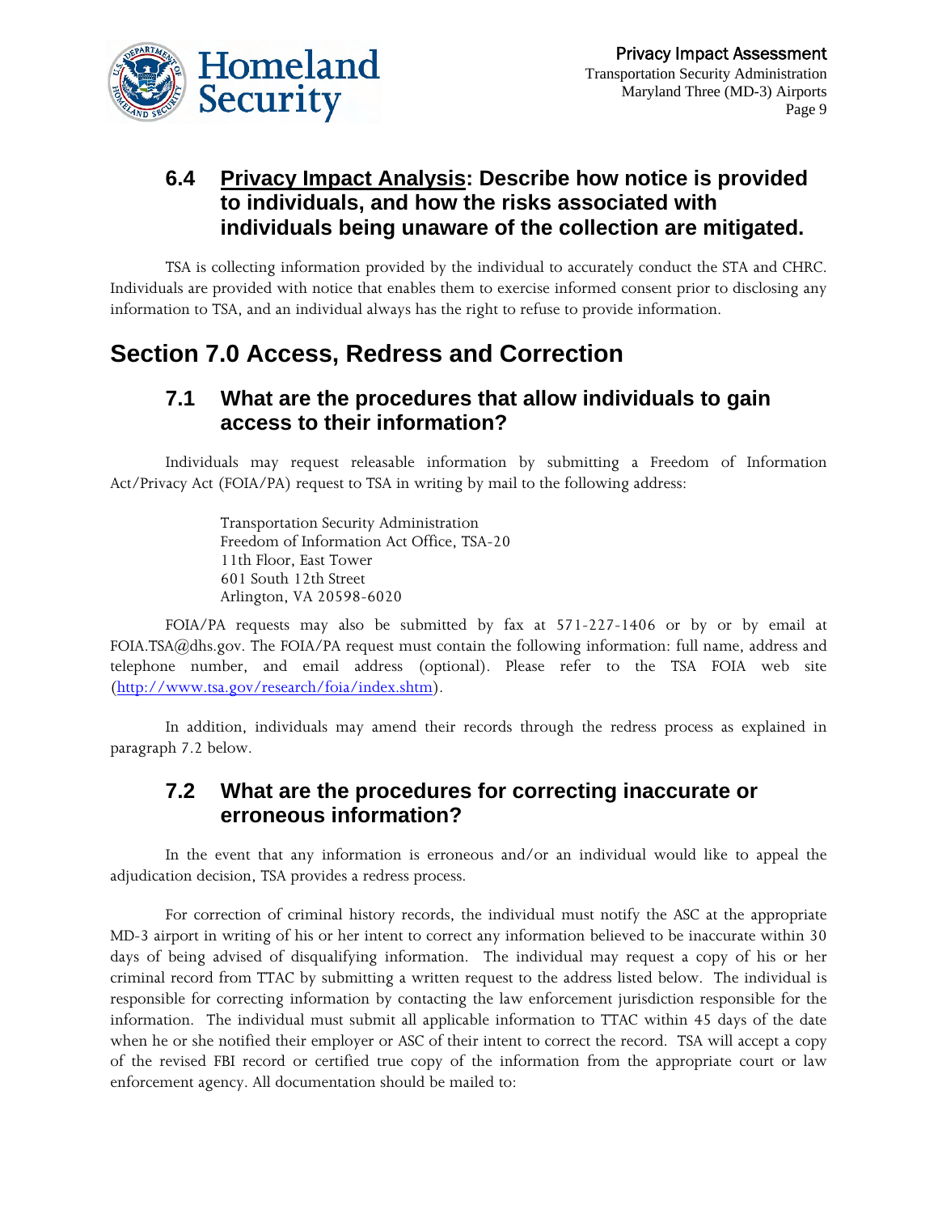### 6.4 Privacy Impact Analysis: Describe how notice is provided to individuals, and how the risks associated with individuals being unaware of the collection are mitigated.

TSA is collecting information provided by the individual to accurately conduct the STA and CHRC. Individuals are provided with notice that enables them to exercise informed consent prior to disclosing any information to TSA, and an individual always has the right to refuse to provide information.

## Section 7.0 Access, Redress and Correction

### 7.1 What are the procedures that allow individuals to gain access to their information?

Individuals may request releasable information by submitting a Freedom of Information Act/Privacy Act (FOIA/PA) request to TSA in writing by mail to the following address:

Transportation Security Administration
Freedom of Information Act Office, TSA-20
11th Floor, East Tower
601 South 12th Street
Arlington, VA 20598-6020

FOIA/PA requests may also be submitted by fax at 571-227-1406 or by or by email at FOIA.TSA@dhs.gov. The FOIA/PA request must contain the following information: full name, address and telephone number, and email address (optional). Please refer to the TSA FOIA web site (http://www.tsa.gov/research/foia/index.shtm).

In addition, individuals may amend their records through the redress process as explained in paragraph 7.2 below.

### 7.2 What are the procedures for correcting inaccurate or erroneous information?

In the event that any information is erroneous and/or an individual would like to appeal the adjudication decision, TSA provides a redress process.

For correction of criminal history records, the individual must notify the ASC at the appropriate MD-3 airport in writing of his or her intent to correct any information believed to be inaccurate within 30 days of being advised of disqualifying information. The individual may request a copy of his or her criminal record from TTAC by submitting a written request to the address listed below. The individual is responsible for correcting information by contacting the law enforcement jurisdiction responsible for the information. The individual must submit all applicable information to TTAC within 45 days of the date when he or she notified their employer or ASC of their intent to correct the record. TSA will accept a copy of the revised FBI record or certified true copy of the information from the appropriate court or law enforcement agency. All documentation should be mailed to: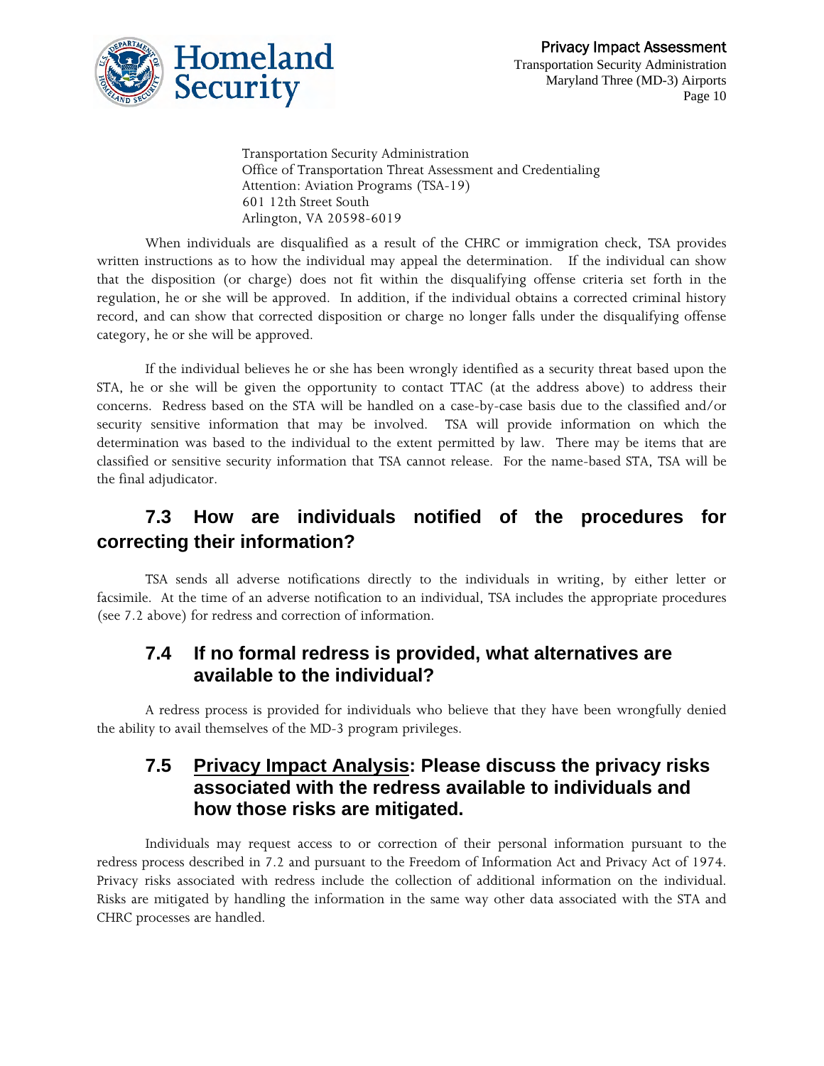Transportation Security Administration
Office of Transportation Threat Assessment and Credentialing
Attention: Aviation Programs (TSA-19)
601 12th Street South
Arlington, VA 20598-6019

When individuals are disqualified as a result of the CHRC or immigration check, TSA provides written instructions as to how the individual may appeal the determination. If the individual can show that the disposition (or charge) does not fit within the disqualifying offense criteria set forth in the regulation, he or she will be approved. In addition, if the individual obtains a corrected criminal history record, and can show that corrected disposition or charge no longer falls under the disqualifying offense category, he or she will be approved.

If the individual believes he or she has been wrongly identified as a security threat based upon the STA, he or she will be given the opportunity to contact TTAC (at the address above) to address their concerns. Redress based on the STA will be handled on a case-by-case basis due to the classified and/or security sensitive information that may be involved. TSA will provide information on which the determination was based to the individual to the extent permitted by law. There may be items that are classified or sensitive security information that TSA cannot release. For the name-based STA, TSA will be the final adjudicator.

## 7.3 How are individuals notified of the procedures for correcting their information?

TSA sends all adverse notifications directly to the individuals in writing, by either letter or facsimile. At the time of an adverse notification to an individual, TSA includes the appropriate procedures (see 7.2 above) for redress and correction of information.

## 7.4 If no formal redress is provided, what alternatives are available to the individual?

A redress process is provided for individuals who believe that they have been wrongfully denied the ability to avail themselves of the MD-3 program privileges.

## 7.5 Privacy Impact Analysis: Please discuss the privacy risks associated with the redress available to individuals and how those risks are mitigated.

Individuals may request access to or correction of their personal information pursuant to the redress process described in 7.2 and pursuant to the Freedom of Information Act and Privacy Act of 1974. Privacy risks associated with redress include the collection of additional information on the individual. Risks are mitigated by handling the information in the same way other data associated with the STA and CHRC processes are handled.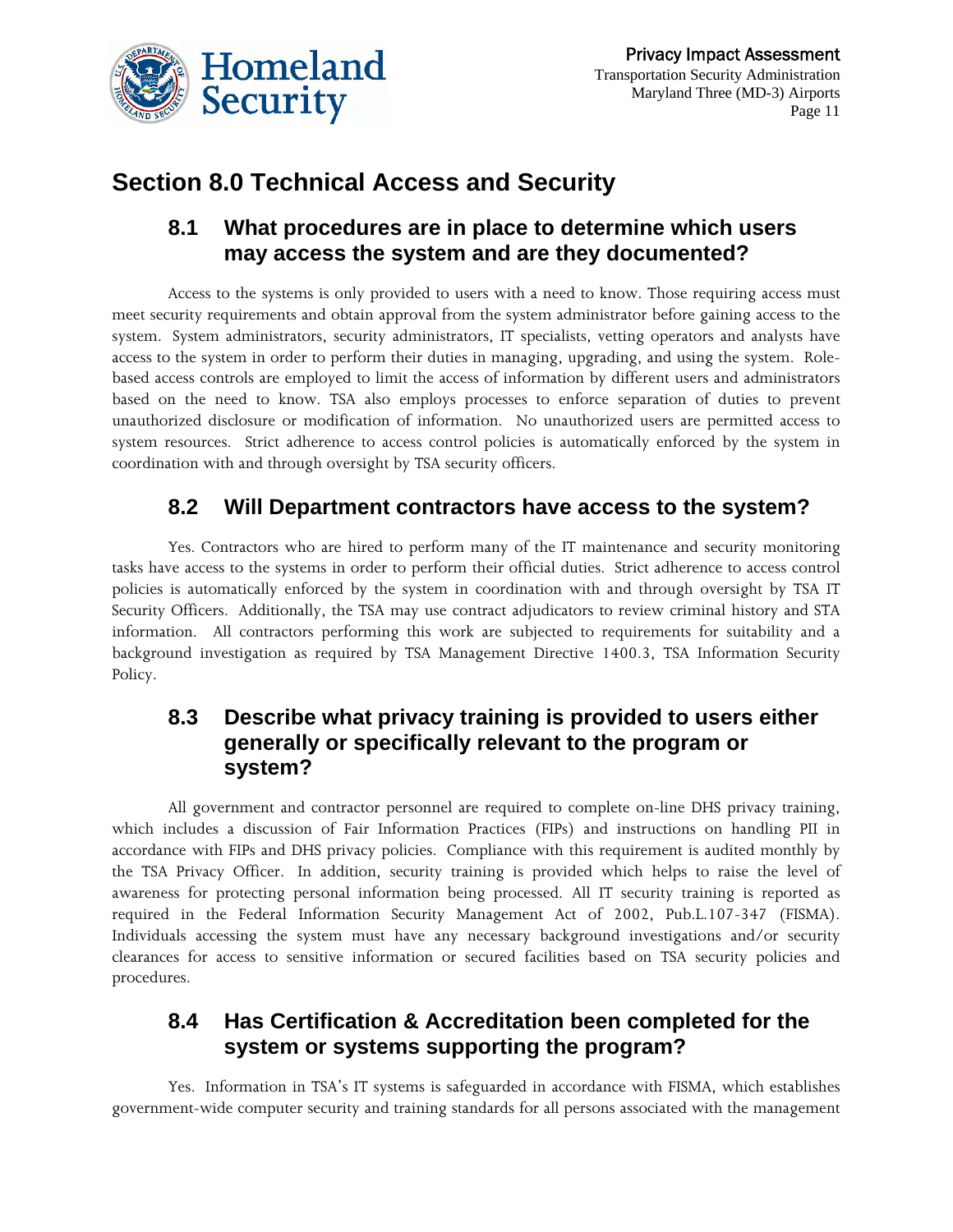## Section 8.0 Technical Access and Security

### 8.1 What procedures are in place to determine which users may access the system and are they documented?

Access to the systems is only provided to users with a need to know. Those requiring access must meet security requirements and obtain approval from the system administrator before gaining access to the system. System administrators, security administrators, IT specialists, vetting operators and analysts have access to the system in order to perform their duties in managing, upgrading, and using the system. Role-based access controls are employed to limit the access of information by different users and administrators based on the need to know. TSA also employs processes to enforce separation of duties to prevent unauthorized disclosure or modification of information. No unauthorized users are permitted access to system resources. Strict adherence to access control policies is automatically enforced by the system in coordination with and through oversight by TSA security officers.

### 8.2 Will Department contractors have access to the system?

Yes. Contractors who are hired to perform many of the IT maintenance and security monitoring tasks have access to the systems in order to perform their official duties. Strict adherence to access control policies is automatically enforced by the system in coordination with and through oversight by TSA IT Security Officers. Additionally, the TSA may use contract adjudicators to review criminal history and STA information. All contractors performing this work are subjected to requirements for suitability and a background investigation as required by TSA Management Directive 1400.3, TSA Information Security Policy.

### 8.3 Describe what privacy training is provided to users either generally or specifically relevant to the program or system?

All government and contractor personnel are required to complete on-line DHS privacy training, which includes a discussion of Fair Information Practices (FIPs) and instructions on handling PII in accordance with FIPs and DHS privacy policies. Compliance with this requirement is audited monthly by the TSA Privacy Officer. In addition, security training is provided which helps to raise the level of awareness for protecting personal information being processed. All IT security training is reported as required in the Federal Information Security Management Act of 2002, Pub.L.107-347 (FISMA). Individuals accessing the system must have any necessary background investigations and/or security clearances for access to sensitive information or secured facilities based on TSA security policies and procedures.

### 8.4 Has Certification & Accreditation been completed for the system or systems supporting the program?

Yes. Information in TSA's IT systems is safeguarded in accordance with FISMA, which establishes government-wide computer security and training standards for all persons associated with the management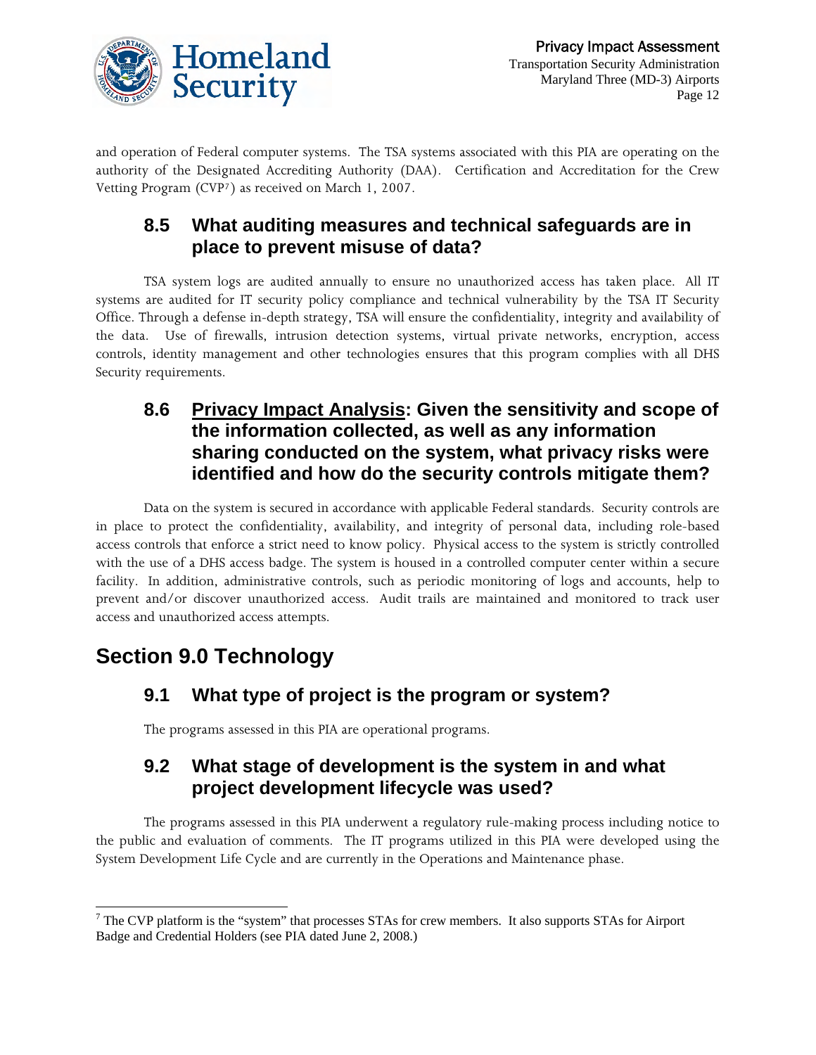and operation of Federal computer systems. The TSA systems associated with this PIA are operating on the authority of the Designated Accrediting Authority (DAA). Certification and Accreditation for the Crew Vetting Program (CVP[7]) as received on March 1, 2007.

### 8.5 What auditing measures and technical safeguards are in place to prevent misuse of data?

TSA system logs are audited annually to ensure no unauthorized access has taken place. All IT systems are audited for IT security policy compliance and technical vulnerability by the TSA IT Security Office. Through a defense in-depth strategy, TSA will ensure the confidentiality, integrity and availability of the data. Use of firewalls, intrusion detection systems, virtual private networks, encryption, access controls, identity management and other technologies ensures that this program complies with all DHS Security requirements.

### 8.6 Privacy Impact Analysis: Given the sensitivity and scope of the information collected, as well as any information sharing conducted on the system, what privacy risks were identified and how do the security controls mitigate them?

Data on the system is secured in accordance with applicable Federal standards. Security controls are in place to protect the confidentiality, availability, and integrity of personal data, including role-based access controls that enforce a strict need to know policy. Physical access to the system is strictly controlled with the use of a DHS access badge. The system is housed in a controlled computer center within a secure facility. In addition, administrative controls, such as periodic monitoring of logs and accounts, help to prevent and/or discover unauthorized access. Audit trails are maintained and monitored to track user access and unauthorized access attempts.

## Section 9.0 Technology

### 9.1 What type of project is the program or system?

The programs assessed in this PIA are operational programs.

### 9.2 What stage of development is the system in and what project development lifecycle was used?

The programs assessed in this PIA underwent a regulatory rule-making process including notice to the public and evaluation of comments. The IT programs utilized in this PIA were developed using the System Development Life Cycle and are currently in the Operations and Maintenance phase.

---

[7] The CVP platform is the "system" that processes STAs for crew members. It also supports STAs for Airport Badge and Credential Holders (see PIA dated June 2, 2008.)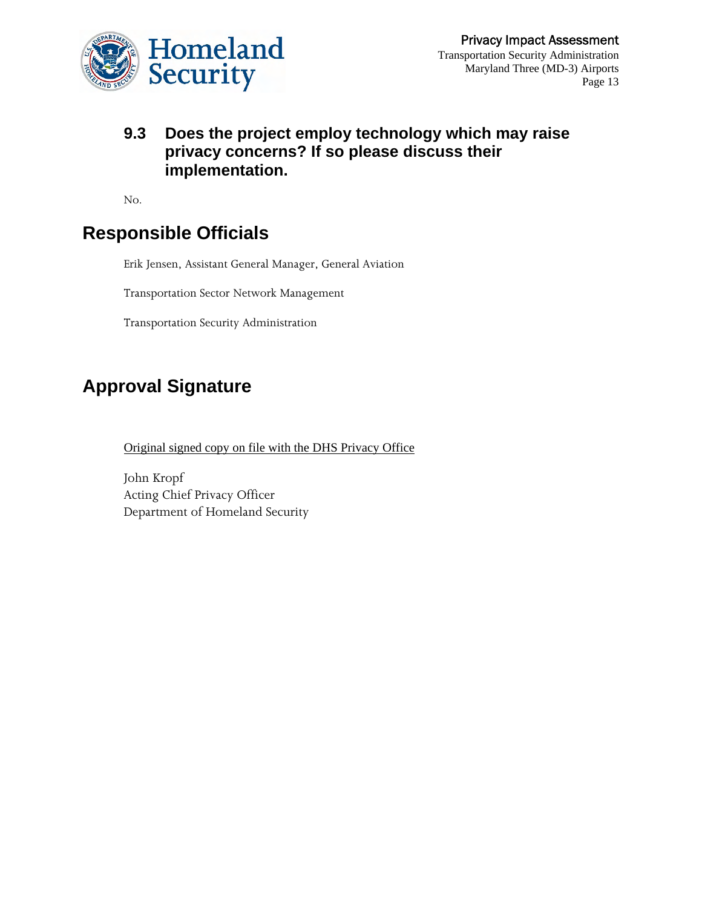### 9.3 Does the project employ technology which may raise privacy concerns? If so please discuss their implementation.

No.

## Responsible Officials

Erik Jensen, Assistant General Manager, General Aviation

Transportation Sector Network Management

Transportation Security Administration

## Approval Signature

Original signed copy on file with the DHS Privacy Office

John Kropf
Acting Chief Privacy Officer
Department of Homeland Security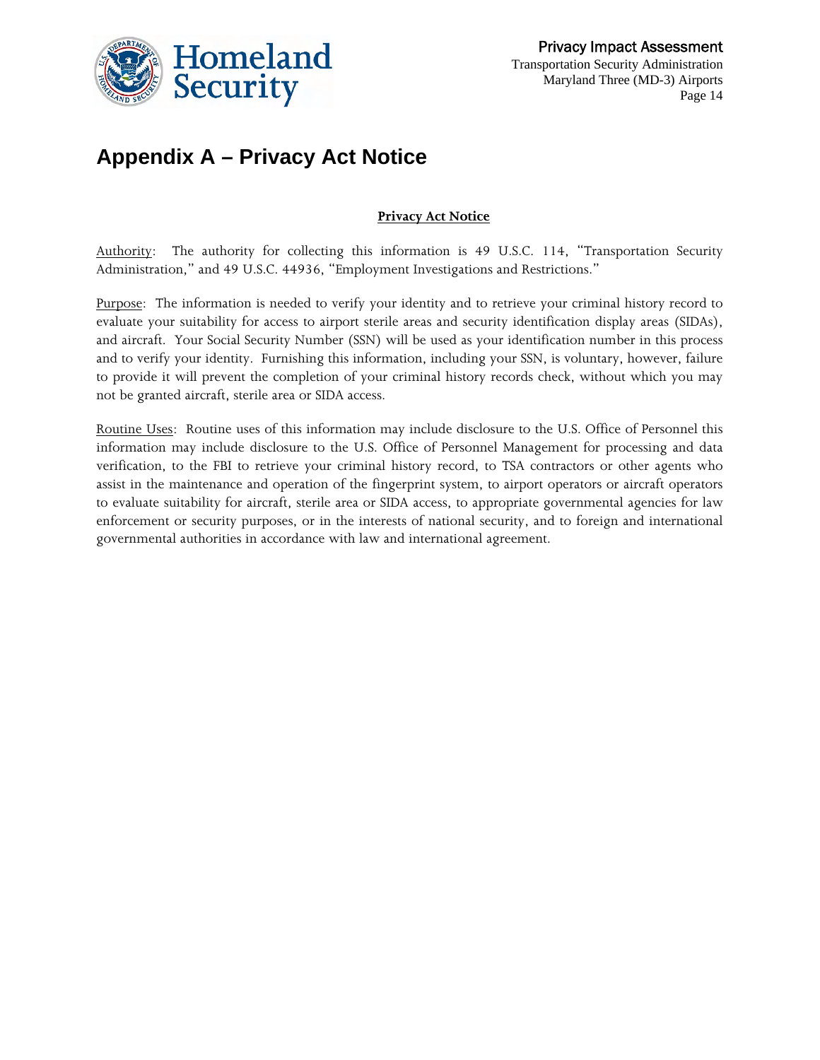# Appendix A – Privacy Act Notice

**Privacy Act Notice**

Authority: The authority for collecting this information is 49 U.S.C. 114, "Transportation Security Administration," and 49 U.S.C. 44936, "Employment Investigations and Restrictions."

Purpose: The information is needed to verify your identity and to retrieve your criminal history record to evaluate your suitability for access to airport sterile areas and security identification display areas (SIDAs), and aircraft. Your Social Security Number (SSN) will be used as your identification number in this process and to verify your identity. Furnishing this information, including your SSN, is voluntary, however, failure to provide it will prevent the completion of your criminal history records check, without which you may not be granted aircraft, sterile area or SIDA access.

Routine Uses: Routine uses of this information may include disclosure to the U.S. Office of Personnel this information may include disclosure to the U.S. Office of Personnel Management for processing and data verification, to the FBI to retrieve your criminal history record, to TSA contractors or other agents who assist in the maintenance and operation of the fingerprint system, to airport operators or aircraft operators to evaluate suitability for aircraft, sterile area or SIDA access, to appropriate governmental agencies for law enforcement or security purposes, or in the interests of national security, and to foreign and international governmental authorities in accordance with law and international agreement.